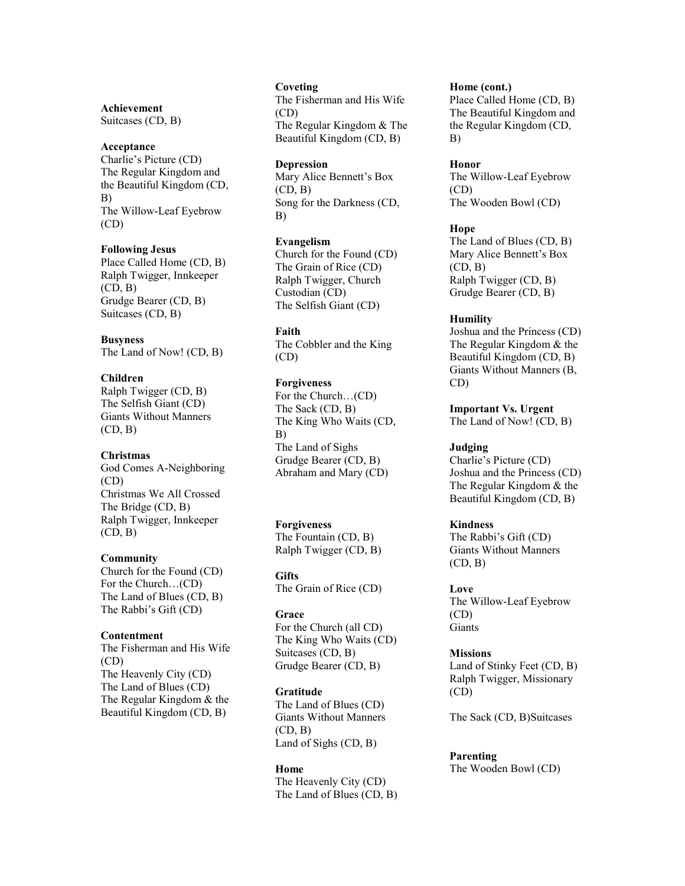**Achievement**
Suitcases (CD, B)

**Acceptance**
Charlie's Picture (CD)
The Regular Kingdom and the Beautiful Kingdom (CD, B)
The Willow-Leaf Eyebrow (CD)

**Following Jesus**
Place Called Home (CD, B)
Ralph Twigger, Innkeeper (CD, B)
Grudge Bearer (CD, B)
Suitcases (CD, B)

**Busyness**
The Land of Now! (CD, B)

**Children**
Ralph Twigger (CD, B)
The Selfish Giant (CD)
Giants Without Manners (CD, B)

**Christmas**
God Comes A-Neighboring (CD)
Christmas We All Crossed The Bridge (CD, B)
Ralph Twigger, Innkeeper (CD, B)

**Community**
Church for the Found (CD)
For the Church…(CD)
The Land of Blues (CD, B)
The Rabbi's Gift (CD)

**Contentment**
The Fisherman and His Wife (CD)
The Heavenly City (CD)
The Land of Blues (CD)
The Regular Kingdom & the Beautiful Kingdom (CD, B)

**Coveting**
The Fisherman and His Wife (CD)
The Regular Kingdom & The Beautiful Kingdom (CD, B)

**Depression**
Mary Alice Bennett's Box (CD, B)
Song for the Darkness (CD, B)

**Evangelism**
Church for the Found (CD)
The Grain of Rice (CD)
Ralph Twigger, Church Custodian (CD)
The Selfish Giant (CD)

**Faith**
The Cobbler and the King (CD)

**Forgiveness**
For the Church…(CD)
The Sack (CD, B)
The King Who Waits (CD, B)
The Land of Sighs
Grudge Bearer (CD, B)
Abraham and Mary (CD)

**Forgiveness**
The Fountain (CD, B)
Ralph Twigger (CD, B)

**Gifts**
The Grain of Rice (CD)

**Grace**
For the Church (all CD)
The King Who Waits (CD)
Suitcases (CD, B)
Grudge Bearer (CD, B)

**Gratitude**
The Land of Blues (CD)
Giants Without Manners (CD, B)
Land of Sighs (CD, B)

**Home**
The Heavenly City (CD)
The Land of Blues (CD, B)

**Home (cont.)**
Place Called Home (CD, B)
The Beautiful Kingdom and the Regular Kingdom (CD, B)

**Honor**
The Willow-Leaf Eyebrow (CD)
The Wooden Bowl (CD)

**Hope**
The Land of Blues (CD, B)
Mary Alice Bennett's Box (CD, B)
Ralph Twigger (CD, B)
Grudge Bearer (CD, B)

**Humility**
Joshua and the Princess (CD)
The Regular Kingdom & the Beautiful Kingdom (CD, B)
Giants Without Manners (B, CD)

**Important Vs. Urgent**
The Land of Now! (CD, B)

**Judging**
Charlie's Picture (CD)
Joshua and the Princess (CD)
The Regular Kingdom & the Beautiful Kingdom (CD, B)

**Kindness**
The Rabbi's Gift (CD)
Giants Without Manners (CD, B)

**Love**
The Willow-Leaf Eyebrow (CD)
Giants

**Missions**
Land of Stinky Feet (CD, B)
Ralph Twigger, Missionary (CD)

The Sack (CD, B)Suitcases

**Parenting**
The Wooden Bowl (CD)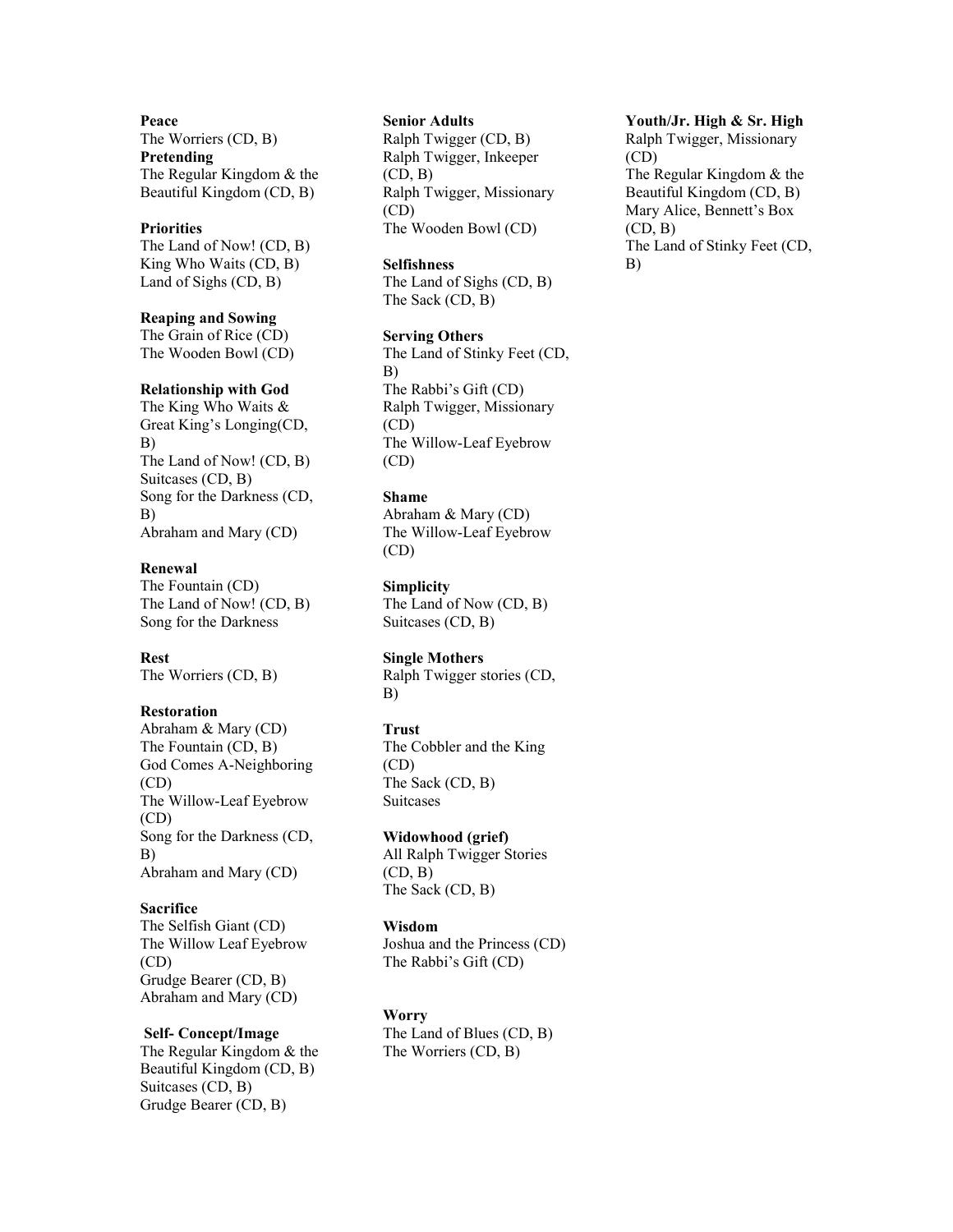**Peace**
The Worriers (CD, B)

**Pretending**
The Regular Kingdom & the Beautiful Kingdom (CD, B)

**Priorities**
The Land of Now! (CD, B)
King Who Waits (CD, B)
Land of Sighs (CD, B)

**Reaping and Sowing**
The Grain of Rice (CD)
The Wooden Bowl (CD)

**Relationship with God**
The King Who Waits & Great King's Longing(CD, B)
The Land of Now! (CD, B)
Suitcases (CD, B)
Song for the Darkness (CD, B)
Abraham and Mary (CD)

**Renewal**
The Fountain (CD)
The Land of Now! (CD, B)
Song for the Darkness

**Rest**
The Worriers (CD, B)

**Restoration**
Abraham & Mary (CD)
The Fountain (CD, B)
God Comes A-Neighboring (CD)
The Willow-Leaf Eyebrow (CD)
Song for the Darkness (CD, B)
Abraham and Mary (CD)

**Sacrifice**
The Selfish Giant (CD)
The Willow Leaf Eyebrow (CD)
Grudge Bearer (CD, B)
Abraham and Mary (CD)

**Self- Concept/Image**
The Regular Kingdom & the Beautiful Kingdom (CD, B)
Suitcases (CD, B)
Grudge Bearer (CD, B)

**Senior Adults**
Ralph Twigger (CD, B)
Ralph Twigger, Inkeeper (CD, B)
Ralph Twigger, Missionary (CD)
The Wooden Bowl (CD)

**Selfishness**
The Land of Sighs (CD, B)
The Sack (CD, B)

**Serving Others**
The Land of Stinky Feet (CD, B)
The Rabbi's Gift (CD)
Ralph Twigger, Missionary (CD)
The Willow-Leaf Eyebrow (CD)

**Shame**
Abraham & Mary (CD)
The Willow-Leaf Eyebrow (CD)

**Simplicity**
The Land of Now (CD, B)
Suitcases (CD, B)

**Single Mothers**
Ralph Twigger stories (CD, B)

**Trust**
The Cobbler and the King (CD)
The Sack (CD, B)
Suitcases

**Widowhood (grief)**
All Ralph Twigger Stories (CD, B)
The Sack (CD, B)

**Wisdom**
Joshua and the Princess (CD)
The Rabbi's Gift (CD)

**Worry**
The Land of Blues (CD, B)
The Worriers (CD, B)

**Youth/Jr. High & Sr. High**
Ralph Twigger, Missionary (CD)
The Regular Kingdom & the Beautiful Kingdom (CD, B)
Mary Alice, Bennett's Box (CD, B)
The Land of Stinky Feet (CD, B)